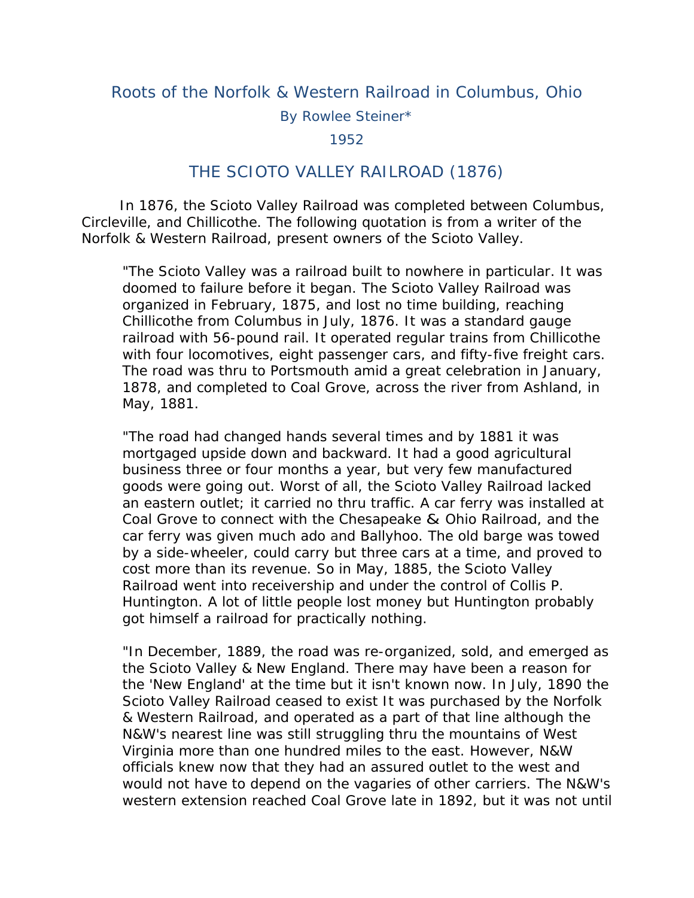# Roots of the Norfolk & Western Railroad in Columbus, Ohio

By Rowlee Steiner*

1952

## THE SCIOTO VALLEY RAILROAD (1876)

In 1876, the Scioto Valley Railroad was completed between Columbus, Circleville, and Chillicothe. The following quotation is from a writer of the Norfolk & Western Railroad, present owners of the Scioto Valley.

> "The Scioto Valley was a railroad built to nowhere in particular. It was doomed to failure before it began. The Scioto Valley Railroad was organized in February, 1875, and lost no time building, reaching Chillicothe from Columbus in July, 1876. It was a standard gauge railroad with 56-pound rail. It operated regular trains from Chillicothe with four locomotives, eight passenger cars, and fifty-five freight cars. The road was thru to Portsmouth amid a great celebration in January, 1878, and completed to Coal Grove, across the river from Ashland, in May, 1881.
>
> "The road had changed hands several times and by 1881 it was mortgaged upside down and backward. It had a good agricultural business three or four months a year, but very few manufactured goods were going out. Worst of all, the Scioto Valley Railroad lacked an eastern outlet; it carried no thru traffic. A car ferry was installed at Coal Grove to connect with the Chesapeake & Ohio Railroad, and the car ferry was given much ado and Ballyhoo. The old barge was towed by a side-wheeler, could carry but three cars at a time, and proved to cost more than its revenue. So in May, 1885, the Scioto Valley Railroad went into receivership and under the control of Collis P. Huntington. A lot of little people lost money but Huntington probably got himself a railroad for practically nothing.
>
> "In December, 1889, the road was re-organized, sold, and emerged as the Scioto Valley & New England. There may have been a reason for the 'New England' at the time but it isn't known now. In July, 1890 the Scioto Valley Railroad ceased to exist It was purchased by the Norfolk & Western Railroad, and operated as a part of that line although the N&W's nearest line was still struggling thru the mountains of West Virginia more than one hundred miles to the east. However, N&W officials knew now that they had an assured outlet to the west and would not have to depend on the vagaries of other carriers. The N&W's western extension reached Coal Grove late in 1892, but it was not until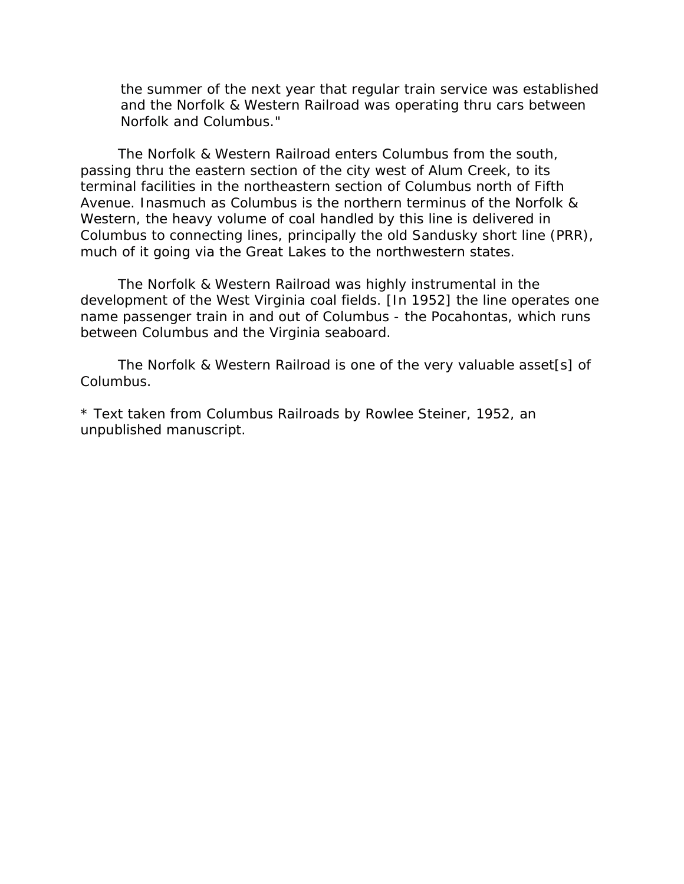> the summer of the next year that regular train service was established and the Norfolk & Western Railroad was operating thru cars between Norfolk and Columbus."

The Norfolk & Western Railroad enters Columbus from the south, passing thru the eastern section of the city west of Alum Creek, to its terminal facilities in the northeastern section of Columbus north of Fifth Avenue. Inasmuch as Columbus is the northern terminus of the Norfolk & Western, the heavy volume of coal handled by this line is delivered in Columbus to connecting lines, principally the old Sandusky short line (PRR), much of it going via the Great Lakes to the northwestern states.

The Norfolk & Western Railroad was highly instrumental in the development of the West Virginia coal fields. [In 1952] the line operates one name passenger train in and out of Columbus - the Pocahontas, which runs between Columbus and the Virginia seaboard.

The Norfolk & Western Railroad is one of the very valuable asset[s] of Columbus.

* Text taken from Columbus Railroads by Rowlee Steiner, 1952, an unpublished manuscript.